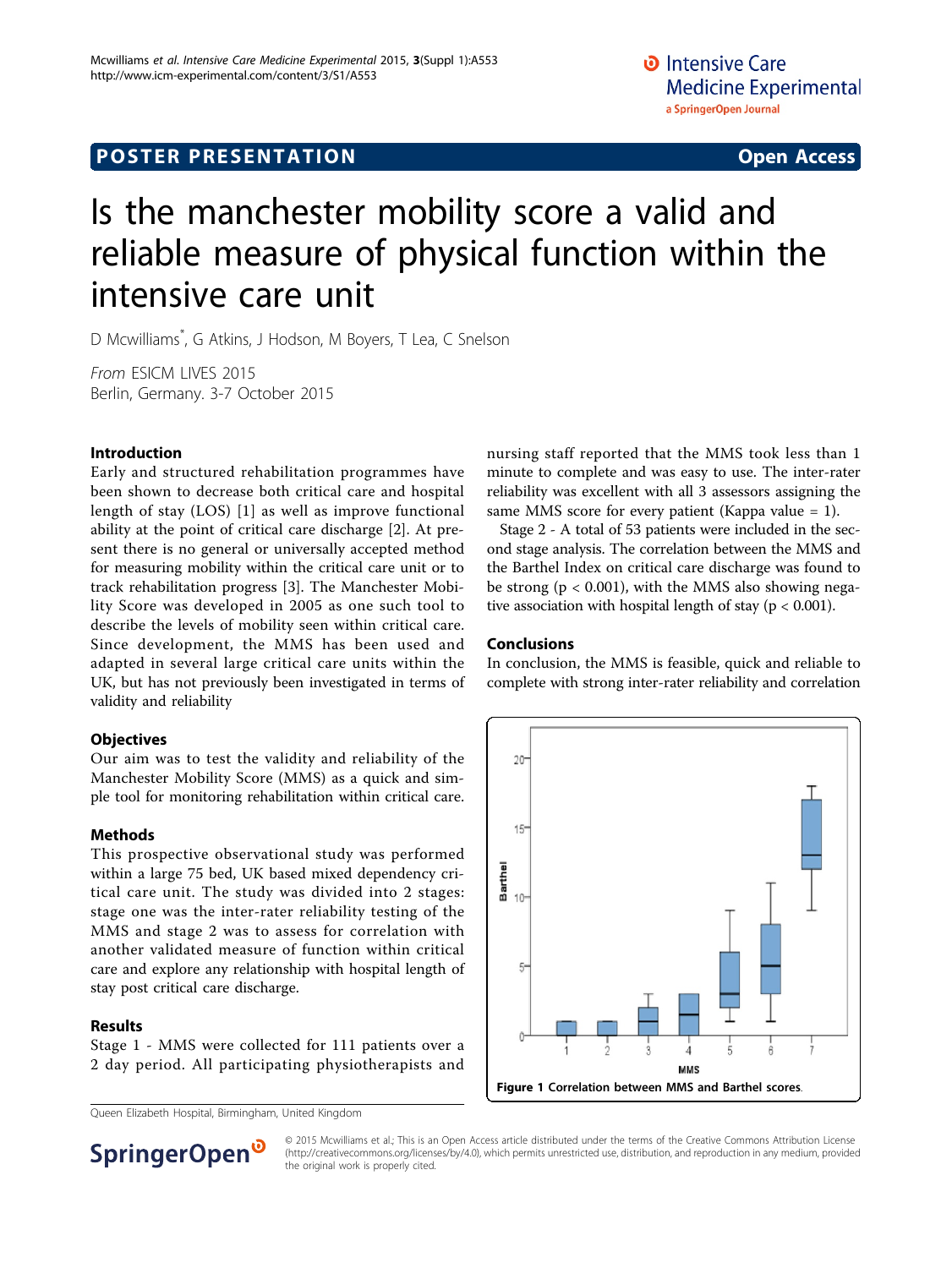POSTER PRESENTATION

Open Access

# Is the manchester mobility score a valid and reliable measure of physical function within the intensive care unit

D Mcwilliams[*], G Atkins, J Hodson, M Boyers, T Lea, C Snelson

*From* ESICM LIVES 2015
Berlin, Germany. 3-7 October 2015

## Introduction

Early and structured rehabilitation programmes have been shown to decrease both critical care and hospital length of stay (LOS) [1] as well as improve functional ability at the point of critical care discharge [2]. At present there is no general or universally accepted method for measuring mobility within the critical care unit or to track rehabilitation progress [3]. The Manchester Mobility Score was developed in 2005 as one such tool to describe the levels of mobility seen within critical care. Since development, the MMS has been used and adapted in several large critical care units within the UK, but has not previously been investigated in terms of validity and reliability

## Objectives

Our aim was to test the validity and reliability of the Manchester Mobility Score (MMS) as a quick and simple tool for monitoring rehabilitation within critical care.

## Methods

This prospective observational study was performed within a large 75 bed, UK based mixed dependency critical care unit. The study was divided into 2 stages: stage one was the inter-rater reliability testing of the MMS and stage 2 was to assess for correlation with another validated measure of function within critical care and explore any relationship with hospital length of stay post critical care discharge.

## Results

Stage 1 - MMS were collected for 111 patients over a 2 day period. All participating physiotherapists and nursing staff reported that the MMS took less than 1 minute to complete and was easy to use. The inter-rater reliability was excellent with all 3 assessors assigning the same MMS score for every patient (Kappa value = 1).

Stage 2 - A total of 53 patients were included in the second stage analysis. The correlation between the MMS and the Barthel Index on critical care discharge was found to be strong ($p < 0.001$), with the MMS also showing negative association with hospital length of stay ($p < 0.001$).

## Conclusions

In conclusion, the MMS is feasible, quick and reliable to complete with strong inter-rater reliability and correlation

**Figure 1 Correlation between MMS and Barthel scores.**

Queen Elizabeth Hospital, Birmingham, United Kingdom

© 2015 Mcwilliams et al.; This is an Open Access article distributed under the terms of the Creative Commons Attribution License (http://creativecommons.org/licenses/by/4.0), which permits unrestricted use, distribution, and reproduction in any medium, provided the original work is properly cited.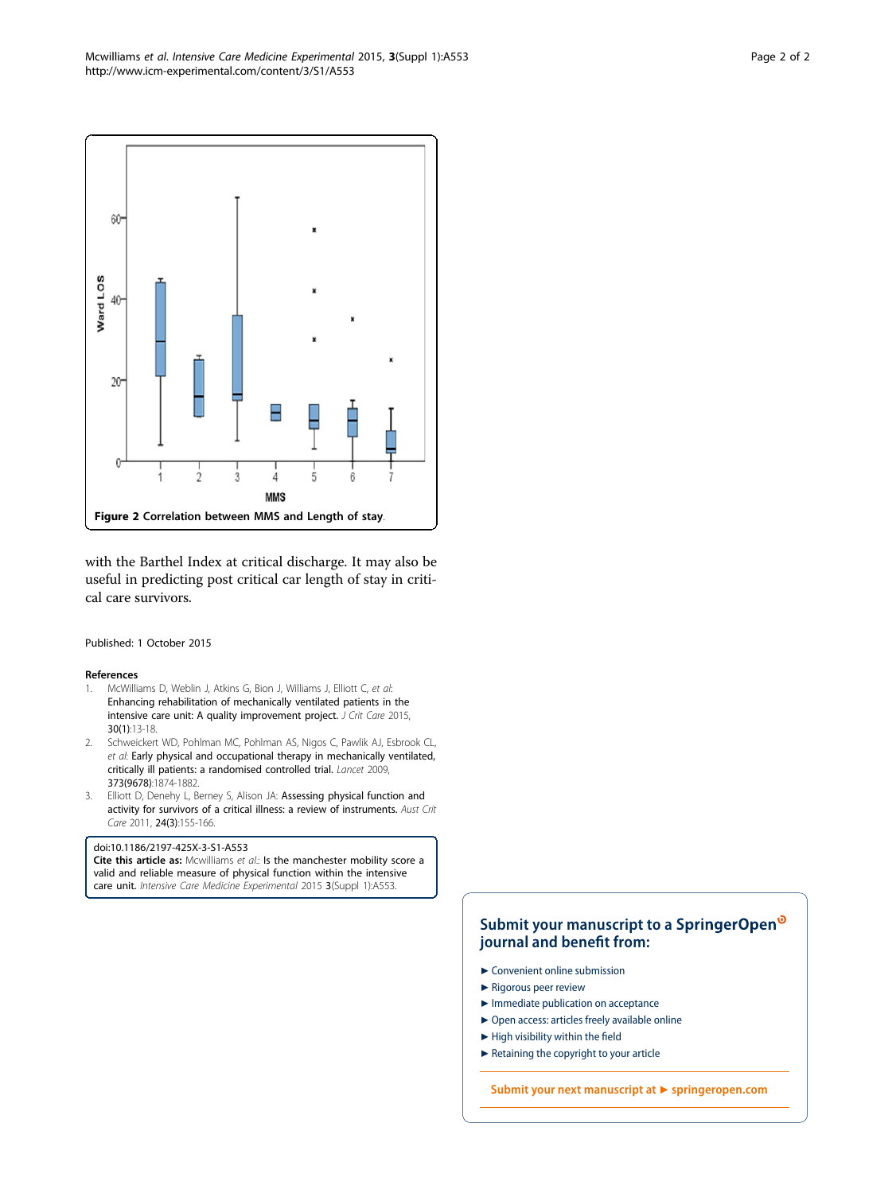Ward LOS

60

40

20

0

1 2 3 4 5 6 7

MMS

**Figure 2** Correlation between MMS and Length of stay.

with the Barthel Index at critical discharge. It may also be useful in predicting post critical car length of stay in critical care survivors.

Published: 1 October 2015

## References

1. McWilliams D, Weblin J, Atkins G, Bion J, Williams J, Elliott C, *et al*: Enhancing rehabilitation of mechanically ventilated patients in the intensive care unit: A quality improvement project. *J Crit Care* 2015, **30(1)**:13-18.
2. Schweickert WD, Pohlman MC, Pohlman AS, Nigos C, Pawlik AJ, Esbrook CL, *et al*: Early physical and occupational therapy in mechanically ventilated, critically ill patients: a randomised controlled trial. *Lancet* 2009, **373(9678)**:1874-1882.
3. Elliott D, Denehy L, Berney S, Alison JA: Assessing physical function and activity for survivors of a critical illness: a review of instruments. *Aust Crit Care* 2011, **24(3)**:155-166.

doi:10.1186/2197-425X-3-S1-A553
**Cite this article as:** Mcwilliams *et al.*: Is the manchester mobility score a valid and reliable measure of physical function within the intensive care unit. *Intensive Care Medicine Experimental* 2015 **3**(Suppl 1):A553.

**Submit your manuscript to a SpringerOpen journal and benefit from:**

- ► Convenient online submission
- ► Rigorous peer review
- ► Immediate publication on acceptance
- ► Open access: articles freely available online
- ► High visibility within the field
- ► Retaining the copyright to your article

**Submit your next manuscript at ► springeropen.com**